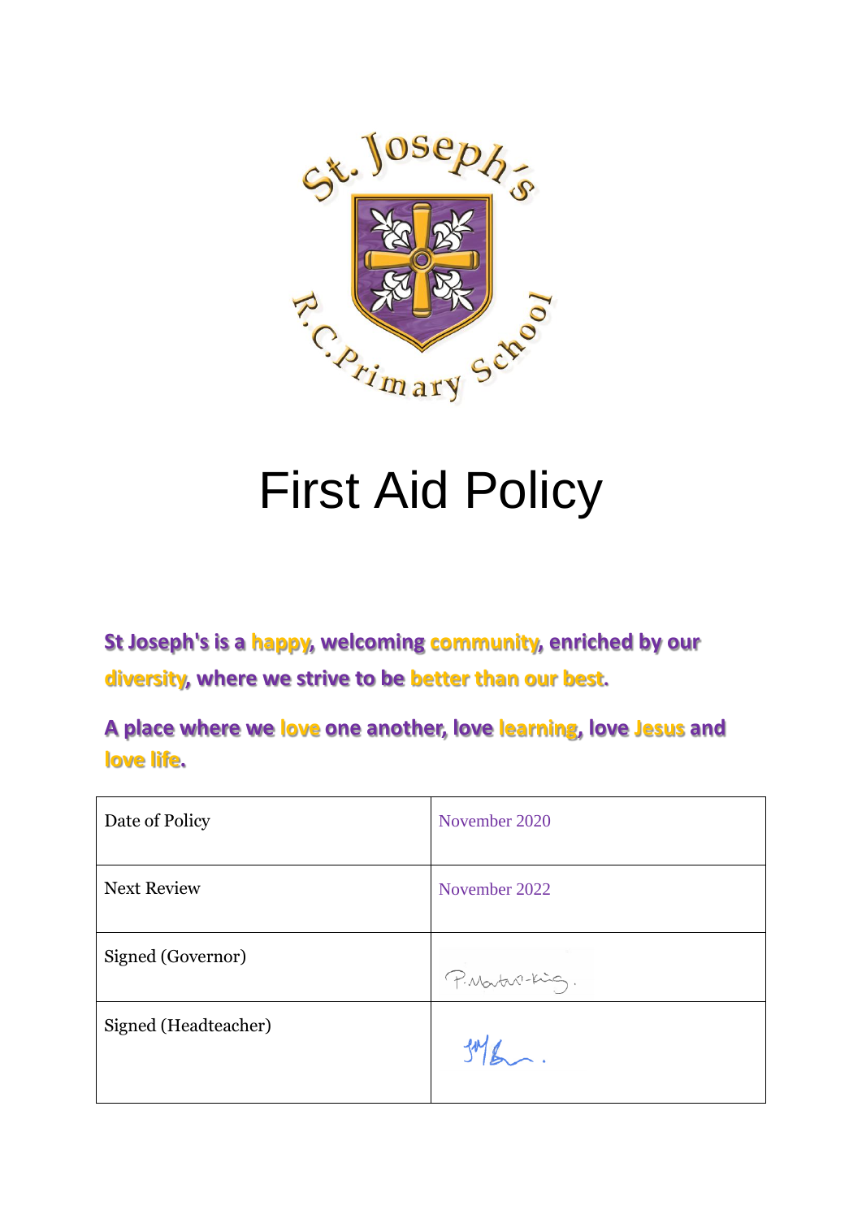# First Aid Policy

**St Joseph's is a happy, welcoming community, enriched by our diversity, where we strive to be better than our best.**

**A place where we love one another, love learning, love Jesus and love life.**

| Date of Policy | November 2020 |
|---|---|
| Next Review | November 2022 |
| Signed (Governor) | P.Martin-King. |
| Signed (Headteacher) | |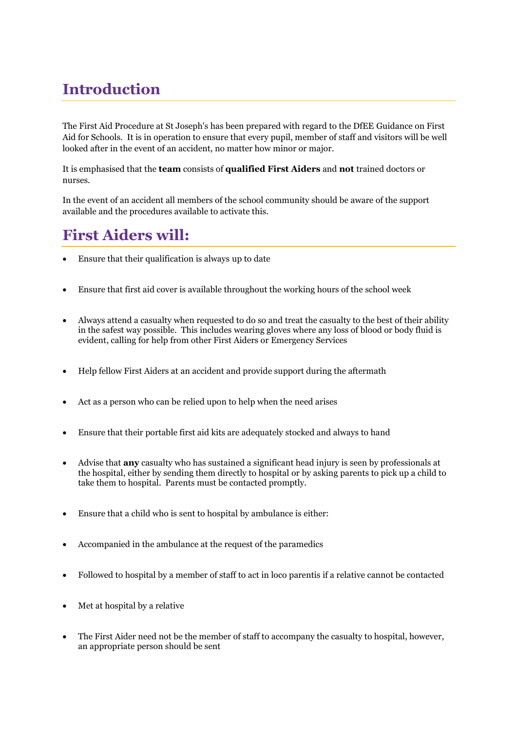# Introduction

The First Aid Procedure at St Joseph's has been prepared with regard to the DfEE Guidance on First Aid for Schools. It is in operation to ensure that every pupil, member of staff and visitors will be well looked after in the event of an accident, no matter how minor or major.

It is emphasised that the **team** consists of **qualified First Aiders** and **not** trained doctors or nurses.

In the event of an accident all members of the school community should be aware of the support available and the procedures available to activate this.

# First Aiders will:

- Ensure that their qualification is always up to date
- Ensure that first aid cover is available throughout the working hours of the school week
- Always attend a casualty when requested to do so and treat the casualty to the best of their ability in the safest way possible. This includes wearing gloves where any loss of blood or body fluid is evident, calling for help from other First Aiders or Emergency Services
- Help fellow First Aiders at an accident and provide support during the aftermath
- Act as a person who can be relied upon to help when the need arises
- Ensure that their portable first aid kits are adequately stocked and always to hand
- Advise that **any** casualty who has sustained a significant head injury is seen by professionals at the hospital, either by sending them directly to hospital or by asking parents to pick up a child to take them to hospital. Parents must be contacted promptly.
- Ensure that a child who is sent to hospital by ambulance is either:
- Accompanied in the ambulance at the request of the paramedics
- Followed to hospital by a member of staff to act in loco parentis if a relative cannot be contacted
- Met at hospital by a relative
- The First Aider need not be the member of staff to accompany the casualty to hospital, however, an appropriate person should be sent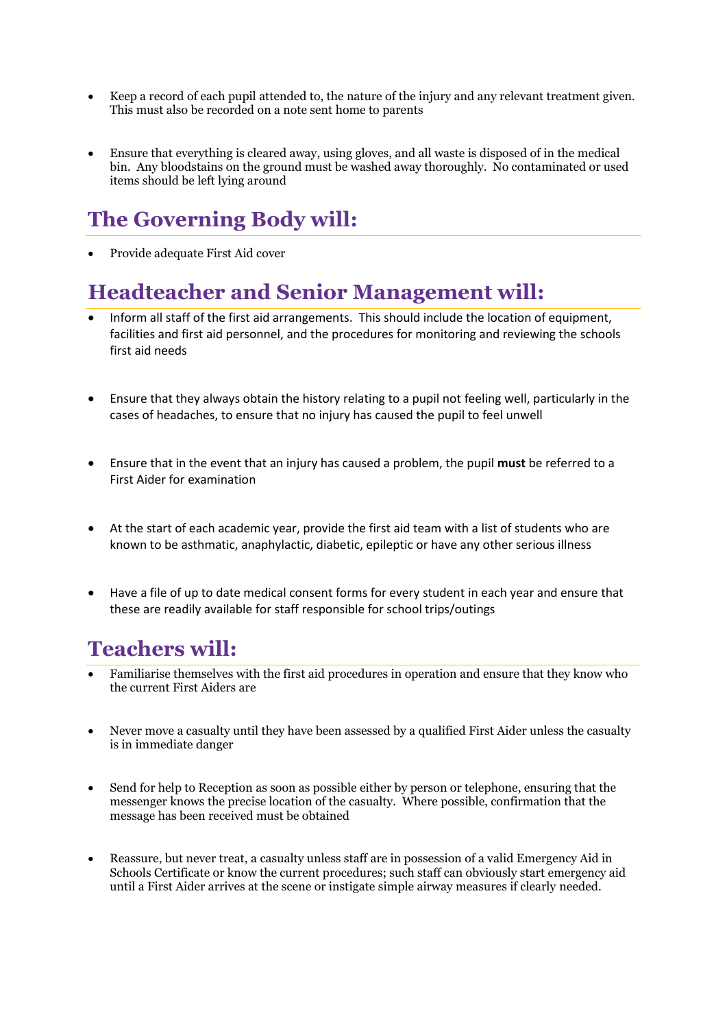- Keep a record of each pupil attended to, the nature of the injury and any relevant treatment given. This must also be recorded on a note sent home to parents

- Ensure that everything is cleared away, using gloves, and all waste is disposed of in the medical bin. Any bloodstains on the ground must be washed away thoroughly. No contaminated or used items should be left lying around

## The Governing Body will:

- Provide adequate First Aid cover

## Headteacher and Senior Management will:

- Inform all staff of the first aid arrangements. This should include the location of equipment, facilities and first aid personnel, and the procedures for monitoring and reviewing the schools first aid needs

- Ensure that they always obtain the history relating to a pupil not feeling well, particularly in the cases of headaches, to ensure that no injury has caused the pupil to feel unwell

- Ensure that in the event that an injury has caused a problem, the pupil **must** be referred to a First Aider for examination

- At the start of each academic year, provide the first aid team with a list of students who are known to be asthmatic, anaphylactic, diabetic, epileptic or have any other serious illness

- Have a file of up to date medical consent forms for every student in each year and ensure that these are readily available for staff responsible for school trips/outings

## Teachers will:

- Familiarise themselves with the first aid procedures in operation and ensure that they know who the current First Aiders are

- Never move a casualty until they have been assessed by a qualified First Aider unless the casualty is in immediate danger

- Send for help to Reception as soon as possible either by person or telephone, ensuring that the messenger knows the precise location of the casualty. Where possible, confirmation that the message has been received must be obtained

- Reassure, but never treat, a casualty unless staff are in possession of a valid Emergency Aid in Schools Certificate or know the current procedures; such staff can obviously start emergency aid until a First Aider arrives at the scene or instigate simple airway measures if clearly needed.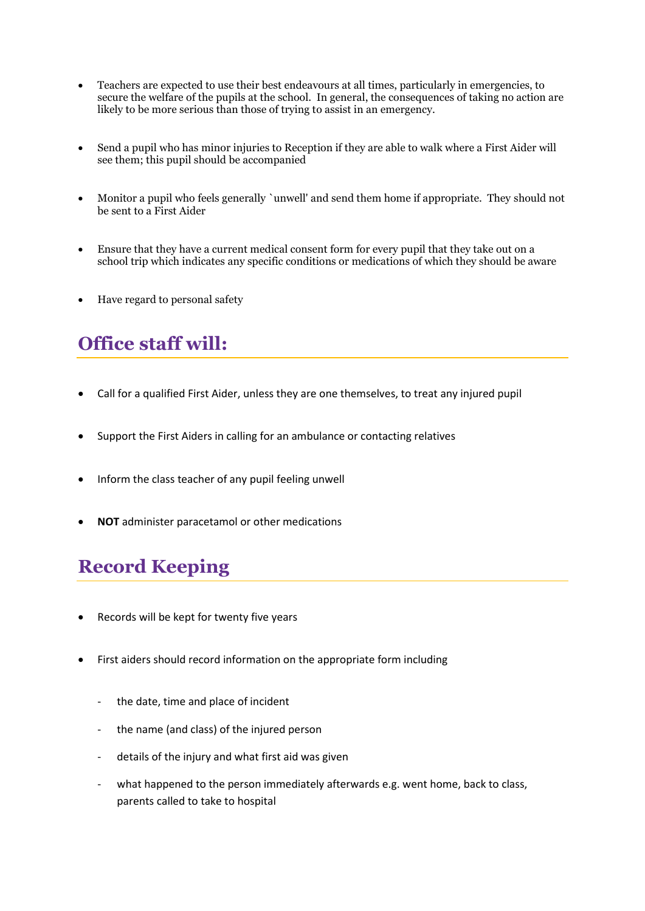- Teachers are expected to use their best endeavours at all times, particularly in emergencies, to secure the welfare of the pupils at the school. In general, the consequences of taking no action are likely to be more serious than those of trying to assist in an emergency.

- Send a pupil who has minor injuries to Reception if they are able to walk where a First Aider will see them; this pupil should be accompanied

- Monitor a pupil who feels generally `unwell' and send them home if appropriate. They should not be sent to a First Aider

- Ensure that they have a current medical consent form for every pupil that they take out on a school trip which indicates any specific conditions or medications of which they should be aware

- Have regard to personal safety

## Office staff will:

- Call for a qualified First Aider, unless they are one themselves, to treat any injured pupil

- Support the First Aiders in calling for an ambulance or contacting relatives

- Inform the class teacher of any pupil feeling unwell

- **NOT** administer paracetamol or other medications

## Record Keeping

- Records will be kept for twenty five years

- First aiders should record information on the appropriate form including

  - the date, time and place of incident
  - the name (and class) of the injured person
  - details of the injury and what first aid was given
  - what happened to the person immediately afterwards e.g. went home, back to class, parents called to take to hospital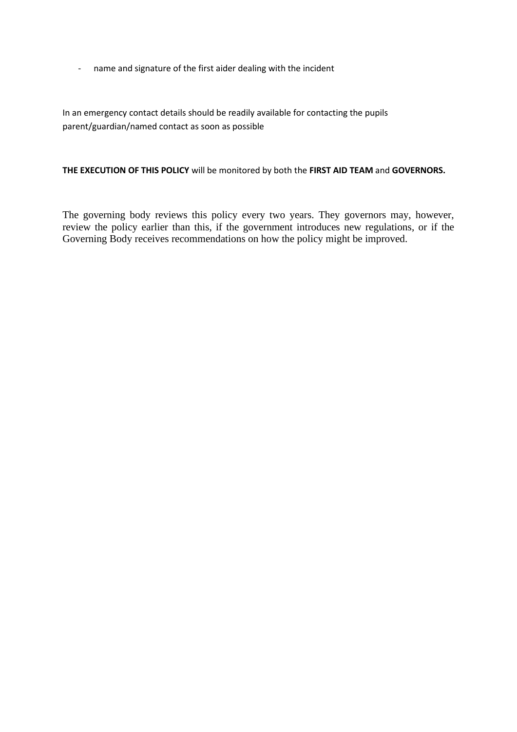- name and signature of the first aider dealing with the incident

In an emergency contact details should be readily available for contacting the pupils parent/guardian/named contact as soon as possible

**THE EXECUTION OF THIS POLICY** will be monitored by both the **FIRST AID TEAM** and **GOVERNORS.**

The governing body reviews this policy every two years. They governors may, however, review the policy earlier than this, if the government introduces new regulations, or if the Governing Body receives recommendations on how the policy might be improved.